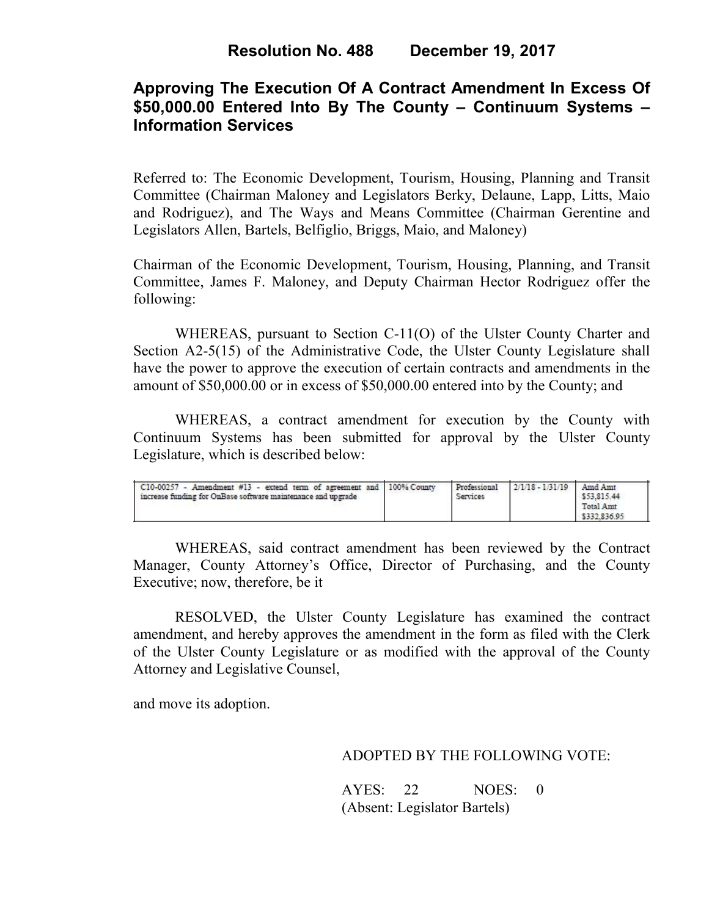# Resolution No. 488 December 19, 2017

## Approving The Execution Of A Contract Amendment In Excess Of $50,000.00 Entered Into By The County – Continuum Systems – Information Services

Referred to: The Economic Development, Tourism, Housing, Planning and Transit Committee (Chairman Maloney and Legislators Berky, Delaune, Lapp, Litts, Maio and Rodriguez), and The Ways and Means Committee (Chairman Gerentine and Legislators Allen, Bartels, Belfiglio, Briggs, Maio, and Maloney)

Chairman of the Economic Development, Tourism, Housing, Planning, and Transit Committee, James F. Maloney, and Deputy Chairman Hector Rodriguez offer the following:

WHEREAS, pursuant to Section C-11(O) of the Ulster County Charter and Section A2-5(15) of the Administrative Code, the Ulster County Legislature shall have the power to approve the execution of certain contracts and amendments in the amount of $50,000.00 or in excess of $50,000.00 entered into by the County; and

WHEREAS, a contract amendment for execution by the County with Continuum Systems has been submitted for approval by the Ulster County Legislature, which is described below:

| | | | | |
|---|---|---|---|---|
| C10-00257 - Amendment #13 - extend term of agreement and increase funding for OnBase software maintenance and upgrade | 100% County | Professional Services | 2/1/18 - 1/31/19 | Amd Amt $53,815.44 Total Amt $332,836.95 |

WHEREAS, said contract amendment has been reviewed by the Contract Manager, County Attorney's Office, Director of Purchasing, and the County Executive; now, therefore, be it

RESOLVED, the Ulster County Legislature has examined the contract amendment, and hereby approves the amendment in the form as filed with the Clerk of the Ulster County Legislature or as modified with the approval of the County Attorney and Legislative Counsel,

and move its adoption.

ADOPTED BY THE FOLLOWING VOTE:

AYES: 22 NOES: 0
(Absent: Legislator Bartels)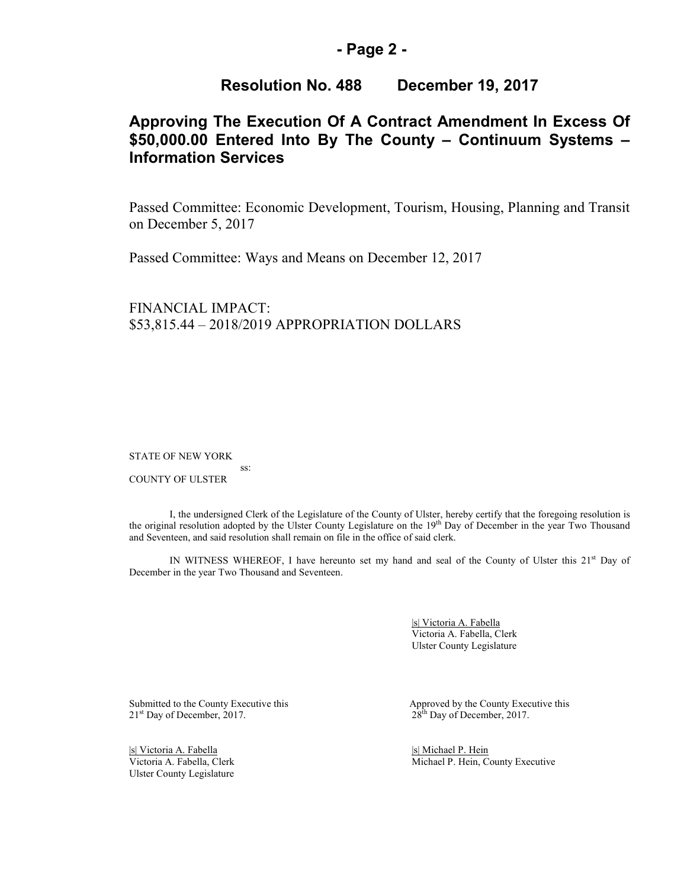## Resolution No. 488 December 19, 2017

## Approving The Execution Of A Contract Amendment In Excess Of $50,000.00 Entered Into By The County – Continuum Systems – Information Services

Passed Committee: Economic Development, Tourism, Housing, Planning and Transit on December 5, 2017

Passed Committee: Ways and Means on December 12, 2017

FINANCIAL IMPACT:
$53,815.44 – 2018/2019 APPROPRIATION DOLLARS

STATE OF NEW YORK
ss:
COUNTY OF ULSTER

I, the undersigned Clerk of the Legislature of the County of Ulster, hereby certify that the foregoing resolution is the original resolution adopted by the Ulster County Legislature on the 19th Day of December in the year Two Thousand and Seventeen, and said resolution shall remain on file in the office of said clerk.

IN WITNESS WHEREOF, I have hereunto set my hand and seal of the County of Ulster this 21st Day of December in the year Two Thousand and Seventeen.

|s| Victoria A. Fabella
Victoria A. Fabella, Clerk
Ulster County Legislature

Submitted to the County Executive this 21st Day of December, 2017.

|s| Victoria A. Fabella
Victoria A. Fabella, Clerk
Ulster County Legislature

Approved by the County Executive this 28th Day of December, 2017.

|s| Michael P. Hein
Michael P. Hein, County Executive